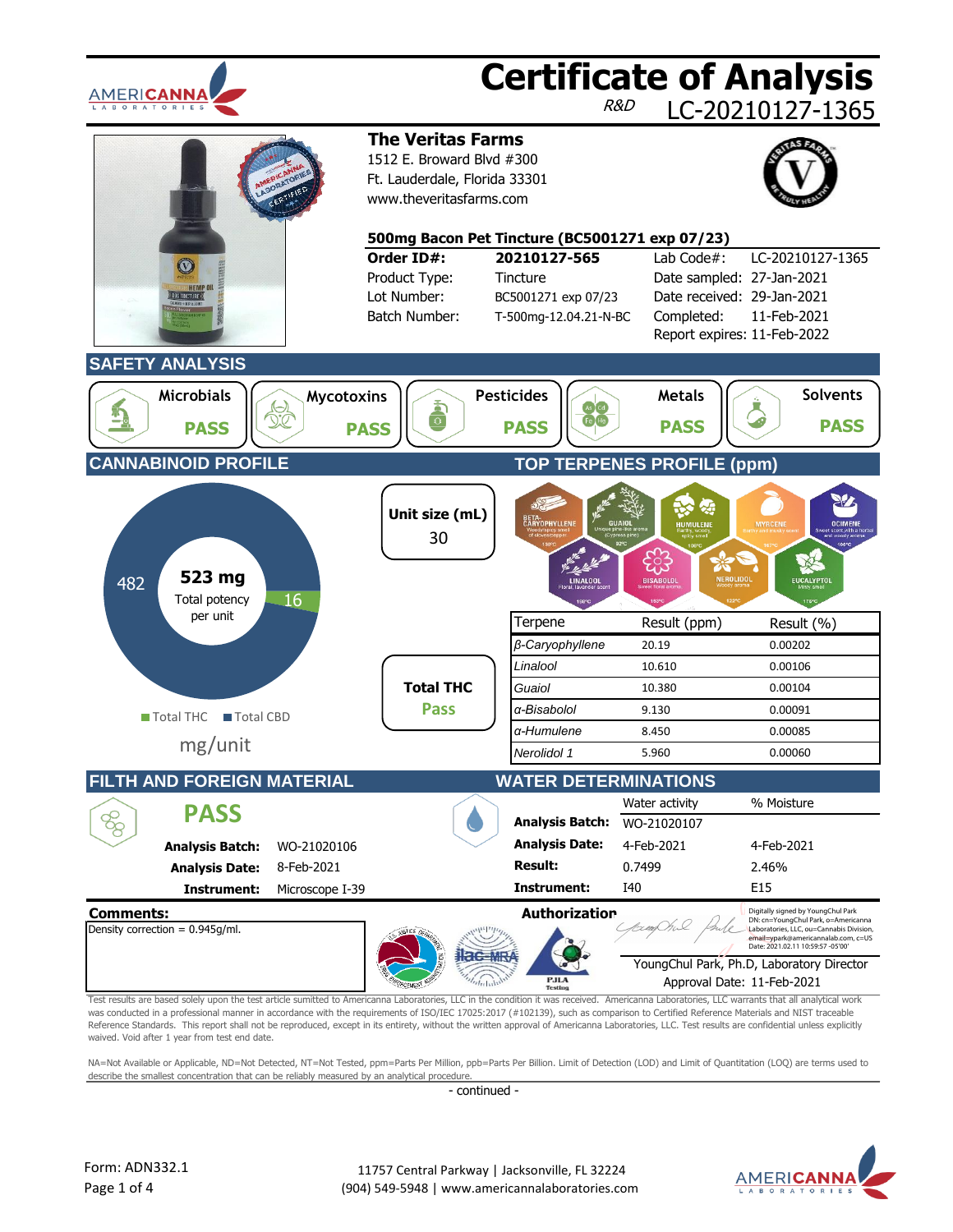# Certificate of Analysis

R&D LC-20210127-1365

## The Veritas Farms

1512 E. Broward Blvd #300
Ft. Lauderdale, Florida 33301
www.theveritasfarms.com

**500mg Bacon Pet Tincture (BC5001271 exp 07/23)**

| | | | |
|---|---|---|---|
| **Order ID#:** | **20210127-565** | Lab Code#: | LC-20210127-1365 |
| Product Type: | Tincture | Date sampled: | 27-Jan-2021 |
| Lot Number: | BC5001271 exp 07/23 | Date received: | 29-Jan-2021 |
| Batch Number: | T-500mg-12.04.21-N-BC | Completed: | 11-Feb-2021 |
| | | Report expires: | 11-Feb-2022 |

## SAFETY ANALYSIS

| Microbials | Mycotoxins | Pesticides | Metals | Solvents |
|---|---|---|---|---|
| PASS | PASS | PASS | PASS | PASS |

## CANNABINOID PROFILE

**523 mg** Total potency per unit

482 | 16

Total THC | Total CBD

mg/unit

**Unit size (mL)**
30

**Total THC**
Pass

## TOP TERPENES PROFILE (ppm)

| Terpene | Result (ppm) | Result (%) |
|---|---|---|
| *β-Caryophyllene* | 20.19 | 0.00202 |
| *Linalool* | 10.610 | 0.00106 |
| *Guaiol* | 10.380 | 0.00104 |
| *α-Bisabolol* | 9.130 | 0.00091 |
| *α-Humulene* | 8.450 | 0.00085 |
| *Nerolidol 1* | 5.960 | 0.00060 |

## FILTH AND FOREIGN MATERIAL

**PASS**

| | |
|---|---|
| **Analysis Batch:** | WO-21020106 |
| **Analysis Date:** | 8-Feb-2021 |
| **Instrument:** | Microscope I-39 |

## WATER DETERMINATIONS

| | Water activity | % Moisture |
|---|---|---|
| **Analysis Batch:** | WO-21020107 | |
| **Analysis Date:** | 4-Feb-2021 | 4-Feb-2021 |
| **Result:** | 0.7499 | 2.46% |
| **Instrument:** | I40 | E15 |

**Comments:**

Density correction = 0.945g/ml.

**Authorization**

Digitally signed by YoungChul Park DN: cn=YoungChul Park, o=Americanna Laboratories, LLC, ou=Cannabis Division, email=ypark@americannalab.com, c=US Date: 2021.02.11 10:59:57 -05'00'

YoungChul Park, Ph.D, Laboratory Director
Approval Date: 11-Feb-2021

Test results are based solely upon the test article sumitted to Americanna Laboratories, LLC in the condition it was received. Americanna Laboratories, LLC warrants that all analytical work was conducted in a professional manner in accordance with the requirements of ISO/IEC 17025:2017 (#102139), such as comparison to Certified Reference Materials and NIST traceable Reference Standards. This report shall not be reproduced, except in its entirety, without the written approval of Americanna Laboratories, LLC. Test results are confidential unless explicitly waived. Void after 1 year from test end date.

NA=Not Available or Applicable, ND=Not Detected, NT=Not Tested, ppm=Parts Per Million, ppb=Parts Per Billion. Limit of Detection (LOD) and Limit of Quantitation (LOQ) are terms used to describe the smallest concentration that can be reliably measured by an analytical procedure.

- continued -

Form: ADN332.1

11757 Central Parkway | Jacksonville, FL 32224
(904) 549-5948 | www.americannalaboratories.com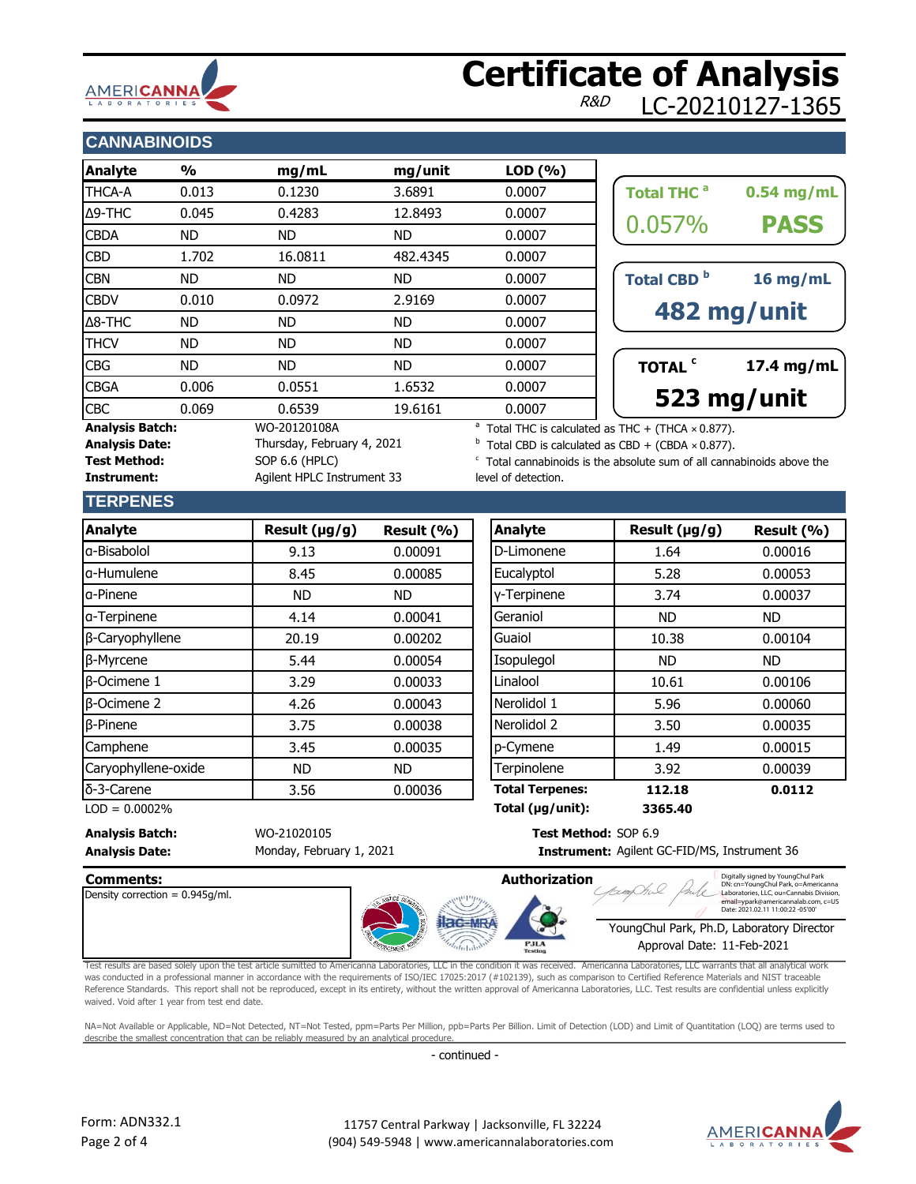# Certificate of Analysis

*R&D* LC-20210127-1365

## CANNABINOIDS

| Analyte | % | mg/mL | mg/unit | LOD (%) |
|---|---|---|---|---|
| THCA-A | 0.013 | 0.1230 | 3.6891 | 0.0007 |
| Δ9-THC | 0.045 | 0.4283 | 12.8493 | 0.0007 |
| CBDA | ND | ND | ND | 0.0007 |
| CBD | 1.702 | 16.0811 | 482.4345 | 0.0007 |
| CBN | ND | ND | ND | 0.0007 |
| CBDV | 0.010 | 0.0972 | 2.9169 | 0.0007 |
| Δ8-THC | ND | ND | ND | 0.0007 |
| THCV | ND | ND | ND | 0.0007 |
| CBG | ND | ND | ND | 0.0007 |
| CBGA | 0.006 | 0.0551 | 1.6532 | 0.0007 |
| CBC | 0.069 | 0.6539 | 19.6161 | 0.0007 |

**Total THC** [a] 0.54 mg/mL
0.057% **PASS**

**Total CBD** [b] 16 mg/mL
**482 mg/unit**

**TOTAL** [c] 17.4 mg/mL
**523 mg/unit**

**Analysis Batch:** WO-20120108A
**Analysis Date:** Thursday, February 4, 2021
**Test Method:** SOP 6.6 (HPLC)
**Instrument:** Agilent HPLC Instrument 33

[a] Total THC is calculated as THC + (THCA × 0.877).
[b] Total CBD is calculated as CBD + (CBDA × 0.877).
[c] Total cannabinoids is the absolute sum of all cannabinoids above the level of detection.

## TERPENES

| Analyte | Result (µg/g) | Result (%) | Analyte | Result (µg/g) | Result (%) |
|---|---|---|---|---|---|
| α-Bisabolol | 9.13 | 0.00091 | D-Limonene | 1.64 | 0.00016 |
| α-Humulene | 8.45 | 0.00085 | Eucalyptol | 5.28 | 0.00053 |
| α-Pinene | ND | ND | γ-Terpinene | 3.74 | 0.00037 |
| α-Terpinene | 4.14 | 0.00041 | Geraniol | ND | ND |
| β-Caryophyllene | 20.19 | 0.00202 | Guaiol | 10.38 | 0.00104 |
| β-Myrcene | 5.44 | 0.00054 | Isopulegol | ND | ND |
| β-Ocimene 1 | 3.29 | 0.00033 | Linalool | 10.61 | 0.00106 |
| β-Ocimene 2 | 4.26 | 0.00043 | Nerolidol 1 | 5.96 | 0.00060 |
| β-Pinene | 3.75 | 0.00038 | Nerolidol 2 | 3.50 | 0.00035 |
| Camphene | 3.45 | 0.00035 | p-Cymene | 1.49 | 0.00015 |
| Caryophyllene-oxide | ND | ND | Terpinolene | 3.92 | 0.00039 |
| δ-3-Carene | 3.56 | 0.00036 | **Total Terpenes:** | **112.18** | **0.0112** |
| | | | **Total (µg/unit):** | **3365.40** | |

LOD = 0.0002%

**Analysis Batch:** WO-21020105
**Analysis Date:** Monday, February 1, 2021
**Test Method:** SOP 6.9
**Instrument:** Agilent GC-FID/MS, Instrument 36

**Comments:**
Density correction = 0.945g/ml.

**Authorization**

Digitally signed by YoungChul Park DN: cn=YoungChul Park, o=Americanna Laboratories, LLC, ou=Cannabis Division, email=ypark@americannalab.com, c=US Date: 2021.02.11 11:00:22 -05'00'

YoungChul Park, Ph.D, Laboratory Director
Approval Date: 11-Feb-2021

Test results are based solely upon the test article sumitted to Americanna Laboratories, LLC in the condition it was received. Americanna Laboratories, LLC warrants that all analytical work was conducted in a professional manner in accordance with the requirements of ISO/IEC 17025:2017 (#102139), such as comparison to Certified Reference Materials and NIST traceable Reference Standards. This report shall not be reproduced, except in its entirety, without the written approval of Americanna Laboratories, LLC. Test results are confidential unless explicitly waived. Void after 1 year from test end date.

NA=Not Available or Applicable, ND=Not Detected, NT=Not Tested, ppm=Parts Per Million, ppb=Parts Per Billion. Limit of Detection (LOD) and Limit of Quantitation (LOQ) are terms used to describe the smallest concentration that can be reliably measured by an analytical procedure.

- continued -

Form: ADN332.1

11757 Central Parkway | Jacksonville, FL 32224
(904) 549-5948 | www.americannalaboratories.com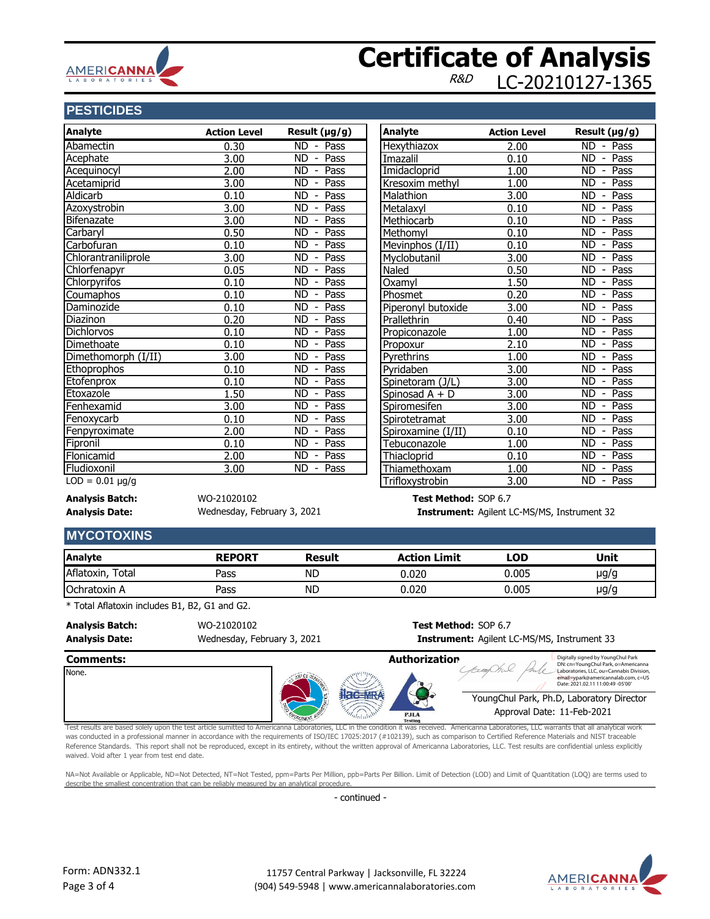# Certificate of Analysis

*R&D* LC-20210127-1365

## PESTICIDES

| Analyte | Action Level | Result (µg/g) |
|---|---|---|
| Abamectin | 0.30 | ND - Pass |
| Acephate | 3.00 | ND - Pass |
| Acequinocyl | 2.00 | ND - Pass |
| Acetamiprid | 3.00 | ND - Pass |
| Aldicarb | 0.10 | ND - Pass |
| Azoxystrobin | 3.00 | ND - Pass |
| Bifenazate | 3.00 | ND - Pass |
| Carbaryl | 0.50 | ND - Pass |
| Carbofuran | 0.10 | ND - Pass |
| Chlorantraniliprole | 3.00 | ND - Pass |
| Chlorfenapyr | 0.05 | ND - Pass |
| Chlorpyrifos | 0.10 | ND - Pass |
| Coumaphos | 0.10 | ND - Pass |
| Daminozide | 0.10 | ND - Pass |
| Diazinon | 0.20 | ND - Pass |
| Dichlorvos | 0.10 | ND - Pass |
| Dimethoate | 0.10 | ND - Pass |
| Dimethomorph (I/II) | 3.00 | ND - Pass |
| Ethoprophos | 0.10 | ND - Pass |
| Etofenprox | 0.10 | ND - Pass |
| Etoxazole | 1.50 | ND - Pass |
| Fenhexamid | 3.00 | ND - Pass |
| Fenoxycarb | 0.10 | ND - Pass |
| Fenpyroximate | 2.00 | ND - Pass |
| Fipronil | 0.10 | ND - Pass |
| Flonicamid | 2.00 | ND - Pass |
| Fludioxonil | 3.00 | ND - Pass |
| Hexythiazox | 2.00 | ND - Pass |
| Imazalil | 0.10 | ND - Pass |
| Imidacloprid | 1.00 | ND - Pass |
| Kresoxim methyl | 1.00 | ND - Pass |
| Malathion | 3.00 | ND - Pass |
| Metalaxyl | 0.10 | ND - Pass |
| Methiocarb | 0.10 | ND - Pass |
| Methomyl | 0.10 | ND - Pass |
| Mevinphos (I/II) | 0.10 | ND - Pass |
| Myclobutanil | 3.00 | ND - Pass |
| Naled | 0.50 | ND - Pass |
| Oxamyl | 1.50 | ND - Pass |
| Phosmet | 0.20 | ND - Pass |
| Piperonyl butoxide | 3.00 | ND - Pass |
| Prallethrin | 0.40 | ND - Pass |
| Propiconazole | 1.00 | ND - Pass |
| Propoxur | 2.10 | ND - Pass |
| Pyrethrins | 1.00 | ND - Pass |
| Pyridaben | 3.00 | ND - Pass |
| Spinetoram (J/L) | 3.00 | ND - Pass |
| Spinosad A + D | 3.00 | ND - Pass |
| Spiromesifen | 3.00 | ND - Pass |
| Spirotetramat | 3.00 | ND - Pass |
| Spiroxamine (I/II) | 0.10 | ND - Pass |
| Tebuconazole | 1.00 | ND - Pass |
| Thiacloprid | 0.10 | ND - Pass |
| Thiamethoxam | 1.00 | ND - Pass |
| Trifloxystrobin | 3.00 | ND - Pass |

LOD = 0.01 µg/g

**Analysis Batch:** WO-21020102
**Analysis Date:** Wednesday, February 3, 2021
**Test Method:** SOP 6.7
**Instrument:** Agilent LC-MS/MS, Instrument 32

## MYCOTOXINS

| Analyte | REPORT | Result | Action Limit | LOD | Unit |
|---|---|---|---|---|---|
| Aflatoxin, Total | Pass | ND | 0.020 | 0.005 | µg/g |
| Ochratoxin A | Pass | ND | 0.020 | 0.005 | µg/g |

* Total Aflatoxin includes B1, B2, G1 and G2.

**Analysis Batch:** WO-21020102
**Analysis Date:** Wednesday, February 3, 2021
**Test Method:** SOP 6.7
**Instrument:** Agilent LC-MS/MS, Instrument 33

**Comments:**
None.

**Authorization**

Digitally signed by YoungChul Park
DN: cn=YoungChul Park, o=Americanna Laboratories, LLC, ou=Cannabis Division, email=ypark@americannalab.com, c=US
Date: 2021.02.11 11:00:49 -05'00'

YoungChul Park, Ph.D, Laboratory Director
Approval Date: 11-Feb-2021

Test results are based solely upon the test article sumitted to Americanna Laboratories, LLC in the condition it was received. Americanna Laboratories, LLC warrants that all analytical work was conducted in a professional manner in accordance with the requirements of ISO/IEC 17025:2017 (#102139), such as comparison to Certified Reference Materials and NIST traceable Reference Standards. This report shall not be reproduced, except in its entirety, without the written approval of Americanna Laboratories, LLC. Test results are confidential unless explicitly waived. Void after 1 year from test end date.

NA=Not Available or Applicable, ND=Not Detected, NT=Not Tested, ppm=Parts Per Million, ppb=Parts Per Billion. Limit of Detection (LOD) and Limit of Quantitation (LOQ) are terms used to describe the smallest concentration that can be reliably measured by an analytical procedure.

- continued -

Form: ADN332.1

11757 Central Parkway | Jacksonville, FL 32224
(904) 549-5948 | www.americannalaboratories.com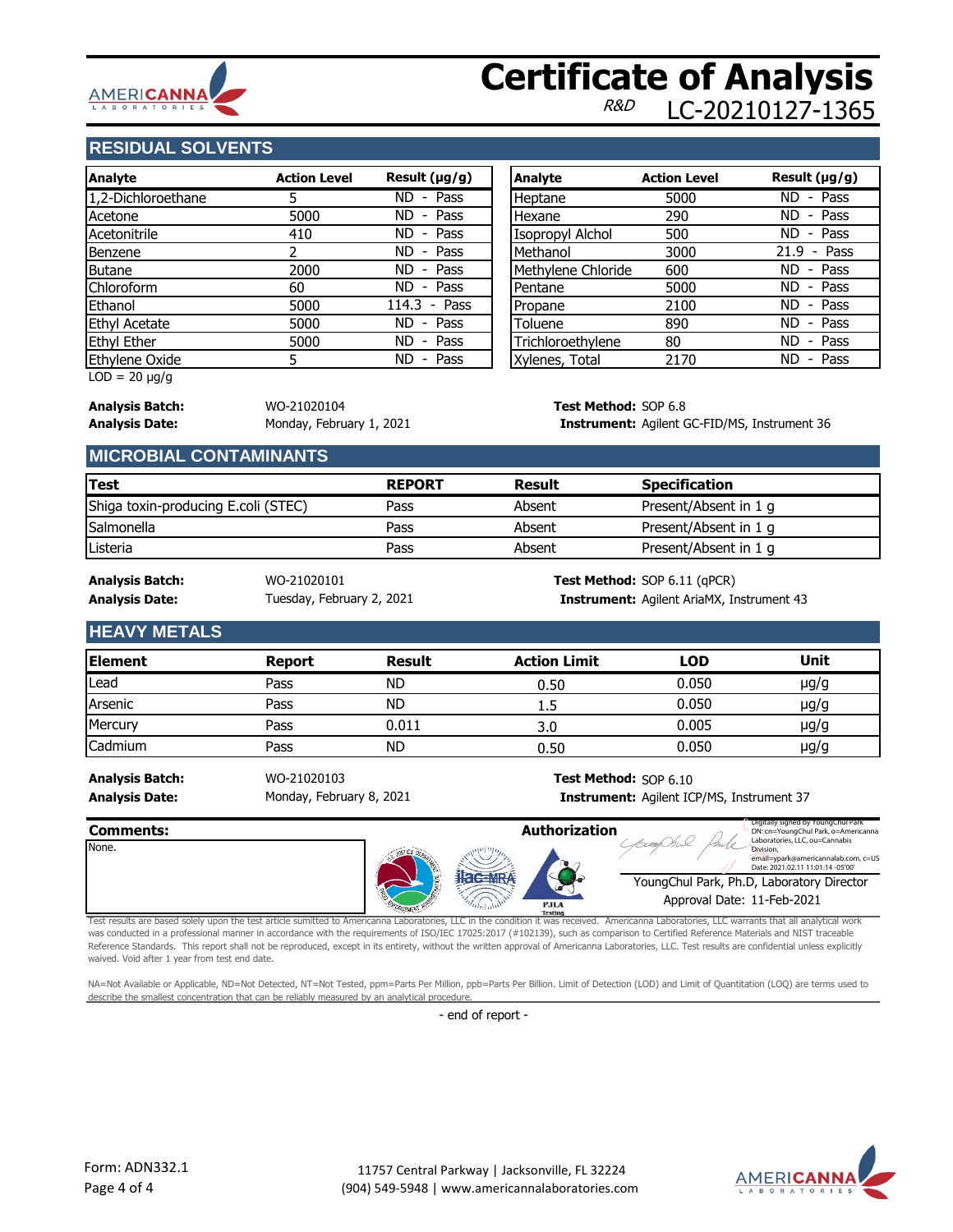# Certificate of Analysis

*R&D* LC-20210127-1365

## RESIDUAL SOLVENTS

| Analyte | Action Level | Result (µg/g) |
|---|---|---|
| 1,2-Dichloroethane | 5 | ND - Pass |
| Acetone | 5000 | ND - Pass |
| Acetonitrile | 410 | ND - Pass |
| Benzene | 2 | ND - Pass |
| Butane | 2000 | ND - Pass |
| Chloroform | 60 | ND - Pass |
| Ethanol | 5000 | 114.3 - Pass |
| Ethyl Acetate | 5000 | ND - Pass |
| Ethyl Ether | 5000 | ND - Pass |
| Ethylene Oxide | 5 | ND - Pass |

| Analyte | Action Level | Result (µg/g) |
|---|---|---|
| Heptane | 5000 | ND - Pass |
| Hexane | 290 | ND - Pass |
| Isopropyl Alchol | 500 | ND - Pass |
| Methanol | 3000 | 21.9 - Pass |
| Methylene Chloride | 600 | ND - Pass |
| Pentane | 5000 | ND - Pass |
| Propane | 2100 | ND - Pass |
| Toluene | 890 | ND - Pass |
| Trichloroethylene | 80 | ND - Pass |
| Xylenes, Total | 2170 | ND - Pass |

LOD = 20 µg/g

**Analysis Batch:** WO-21020104
**Analysis Date:** Monday, February 1, 2021

**Test Method:** SOP 6.8
**Instrument:** Agilent GC-FID/MS, Instrument 36

## MICROBIAL CONTAMINANTS

| Test | REPORT | Result | Specification |
|---|---|---|---|
| Shiga toxin-producing E.coli (STEC) | Pass | Absent | Present/Absent in 1 g |
| Salmonella | Pass | Absent | Present/Absent in 1 g |
| Listeria | Pass | Absent | Present/Absent in 1 g |

**Analysis Batch:** WO-21020101
**Analysis Date:** Tuesday, February 2, 2021

**Test Method:** SOP 6.11 (qPCR)
**Instrument:** Agilent AriaMX, Instrument 43

## HEAVY METALS

| Element | Report | Result | Action Limit | LOD | Unit |
|---|---|---|---|---|---|
| Lead | Pass | ND | 0.50 | 0.050 | µg/g |
| Arsenic | Pass | ND | 1.5 | 0.050 | µg/g |
| Mercury | Pass | 0.011 | 3.0 | 0.005 | µg/g |
| Cadmium | Pass | ND | 0.50 | 0.050 | µg/g |

**Analysis Batch:** WO-21020103
**Analysis Date:** Monday, February 8, 2021

**Test Method:** SOP 6.10
**Instrument:** Agilent ICP/MS, Instrument 37

**Comments:**

None.

**Authorization**

Digitally signed by YoungChul Park
DN: cn=YoungChul Park, o=Americanna Laboratories, LLC, ou=Cannabis Division, email=ypark@americannalab.com, c=US
Date: 2021.02.11 11:01:14 -05'00'

YoungChul Park, Ph.D, Laboratory Director
Approval Date: 11-Feb-2021

Test results are based solely upon the test article sumitted to Americanna Laboratories, LLC in the condition it was received. Americanna Laboratories, LLC warrants that all analytical work was conducted in a professional manner in accordance with the requirements of ISO/IEC 17025:2017 (#102139), such as comparison to Certified Reference Materials and NIST traceable Reference Standards. This report shall not be reproduced, except in its entirety, without the written approval of Americanna Laboratories, LLC. Test results are confidential unless explicitly waived. Void after 1 year from test end date.

NA=Not Available or Applicable, ND=Not Detected, NT=Not Tested, ppm=Parts Per Million, ppb=Parts Per Billion. Limit of Detection (LOD) and Limit of Quantitation (LOQ) are terms used to describe the smallest concentration that can be reliably measured by an analytical procedure.

- end of report -

Form: ADN332.1

11757 Central Parkway | Jacksonville, FL 32224
(904) 549-5948 | www.americannalaboratories.com